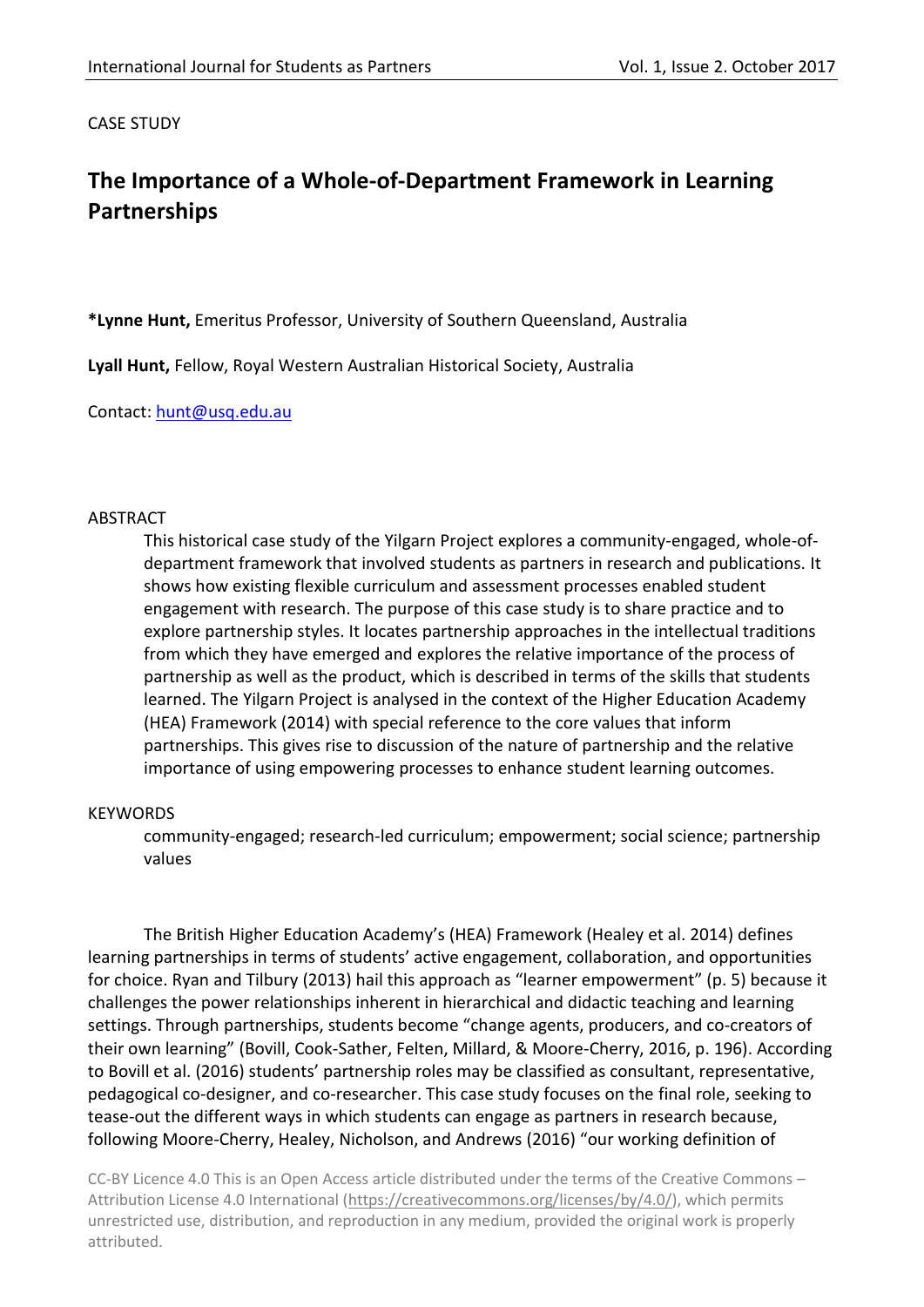CASE STUDY

# The Importance of a Whole-of-Department Framework in Learning Partnerships

**\*Lynne Hunt,** Emeritus Professor, University of Southern Queensland, Australia

**Lyall Hunt,** Fellow, Royal Western Australian Historical Society, Australia

Contact: hunt@usq.edu.au

## ABSTRACT

This historical case study of the Yilgarn Project explores a community-engaged, whole-of-department framework that involved students as partners in research and publications. It shows how existing flexible curriculum and assessment processes enabled student engagement with research. The purpose of this case study is to share practice and to explore partnership styles. It locates partnership approaches in the intellectual traditions from which they have emerged and explores the relative importance of the process of partnership as well as the product, which is described in terms of the skills that students learned. The Yilgarn Project is analysed in the context of the Higher Education Academy (HEA) Framework (2014) with special reference to the core values that inform partnerships. This gives rise to discussion of the nature of partnership and the relative importance of using empowering processes to enhance student learning outcomes.

## KEYWORDS

community-engaged; research-led curriculum; empowerment; social science; partnership values

The British Higher Education Academy's (HEA) Framework (Healey et al. 2014) defines learning partnerships in terms of students' active engagement, collaboration, and opportunities for choice. Ryan and Tilbury (2013) hail this approach as "learner empowerment" (p. 5) because it challenges the power relationships inherent in hierarchical and didactic teaching and learning settings. Through partnerships, students become "change agents, producers, and co-creators of their own learning" (Bovill, Cook-Sather, Felten, Millard, & Moore-Cherry, 2016, p. 196). According to Bovill et al. (2016) students' partnership roles may be classified as consultant, representative, pedagogical co-designer, and co-researcher. This case study focuses on the final role, seeking to tease-out the different ways in which students can engage as partners in research because, following Moore-Cherry, Healey, Nicholson, and Andrews (2016) "our working definition of

CC-BY Licence 4.0 This is an Open Access article distributed under the terms of the Creative Commons – Attribution License 4.0 International (https://creativecommons.org/licenses/by/4.0/), which permits unrestricted use, distribution, and reproduction in any medium, provided the original work is properly attributed.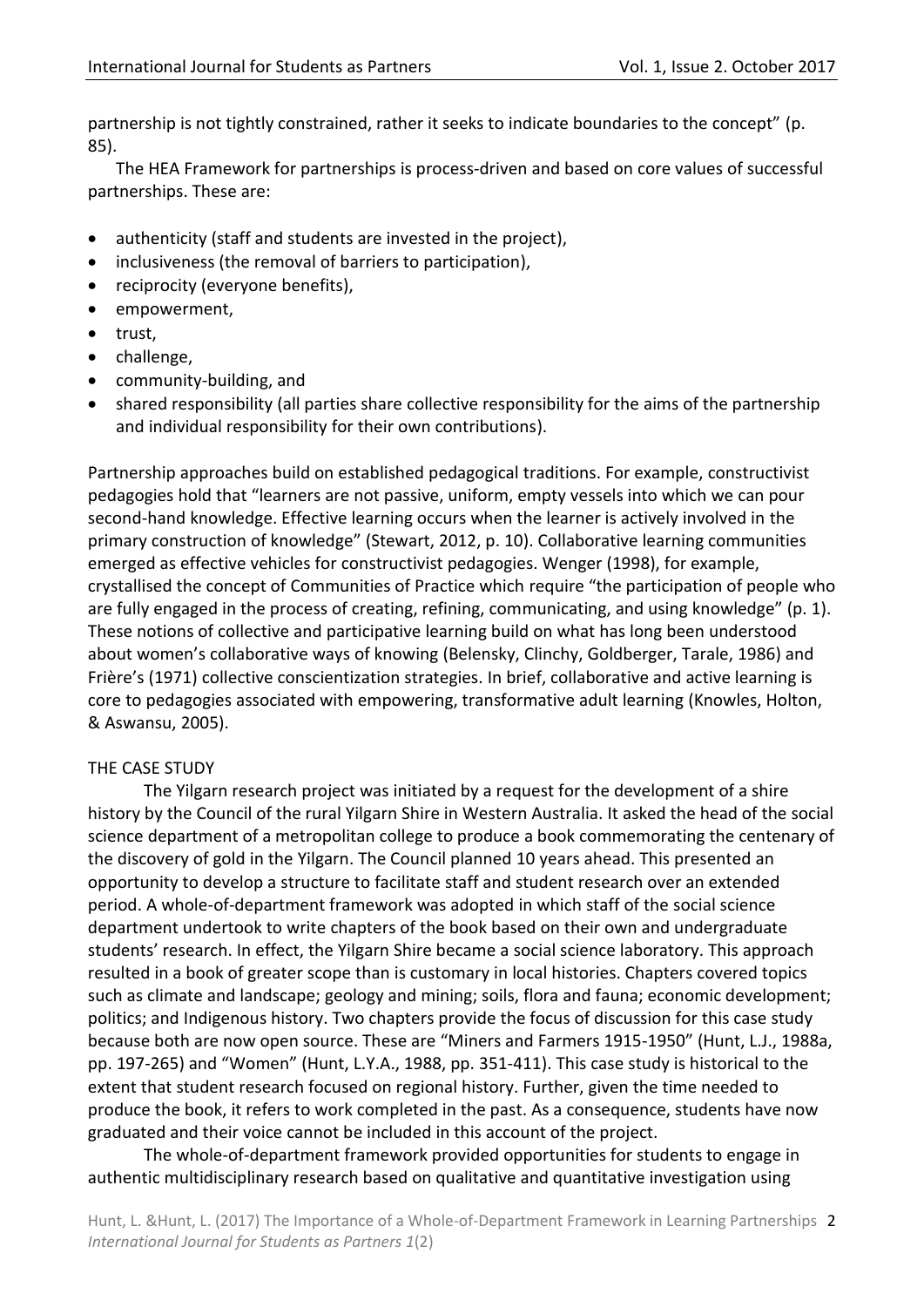partnership is not tightly constrained, rather it seeks to indicate boundaries to the concept" (p. 85).

The HEA Framework for partnerships is process-driven and based on core values of successful partnerships. These are:

- authenticity (staff and students are invested in the project),
- inclusiveness (the removal of barriers to participation),
- reciprocity (everyone benefits),
- empowerment,
- trust,
- challenge,
- community-building, and
- shared responsibility (all parties share collective responsibility for the aims of the partnership and individual responsibility for their own contributions).

Partnership approaches build on established pedagogical traditions. For example, constructivist pedagogies hold that "learners are not passive, uniform, empty vessels into which we can pour second-hand knowledge. Effective learning occurs when the learner is actively involved in the primary construction of knowledge" (Stewart, 2012, p. 10). Collaborative learning communities emerged as effective vehicles for constructivist pedagogies. Wenger (1998), for example, crystallised the concept of Communities of Practice which require "the participation of people who are fully engaged in the process of creating, refining, communicating, and using knowledge" (p. 1). These notions of collective and participative learning build on what has long been understood about women's collaborative ways of knowing (Belensky, Clinchy, Goldberger, Tarale, 1986) and Frière's (1971) collective conscientization strategies. In brief, collaborative and active learning is core to pedagogies associated with empowering, transformative adult learning (Knowles, Holton, & Aswansu, 2005).

## THE CASE STUDY

The Yilgarn research project was initiated by a request for the development of a shire history by the Council of the rural Yilgarn Shire in Western Australia. It asked the head of the social science department of a metropolitan college to produce a book commemorating the centenary of the discovery of gold in the Yilgarn. The Council planned 10 years ahead. This presented an opportunity to develop a structure to facilitate staff and student research over an extended period. A whole-of-department framework was adopted in which staff of the social science department undertook to write chapters of the book based on their own and undergraduate students' research. In effect, the Yilgarn Shire became a social science laboratory. This approach resulted in a book of greater scope than is customary in local histories. Chapters covered topics such as climate and landscape; geology and mining; soils, flora and fauna; economic development; politics; and Indigenous history. Two chapters provide the focus of discussion for this case study because both are now open source. These are "Miners and Farmers 1915-1950" (Hunt, L.J., 1988a, pp. 197-265) and "Women" (Hunt, L.Y.A., 1988, pp. 351-411). This case study is historical to the extent that student research focused on regional history. Further, given the time needed to produce the book, it refers to work completed in the past. As a consequence, students have now graduated and their voice cannot be included in this account of the project.

The whole-of-department framework provided opportunities for students to engage in authentic multidisciplinary research based on qualitative and quantitative investigation using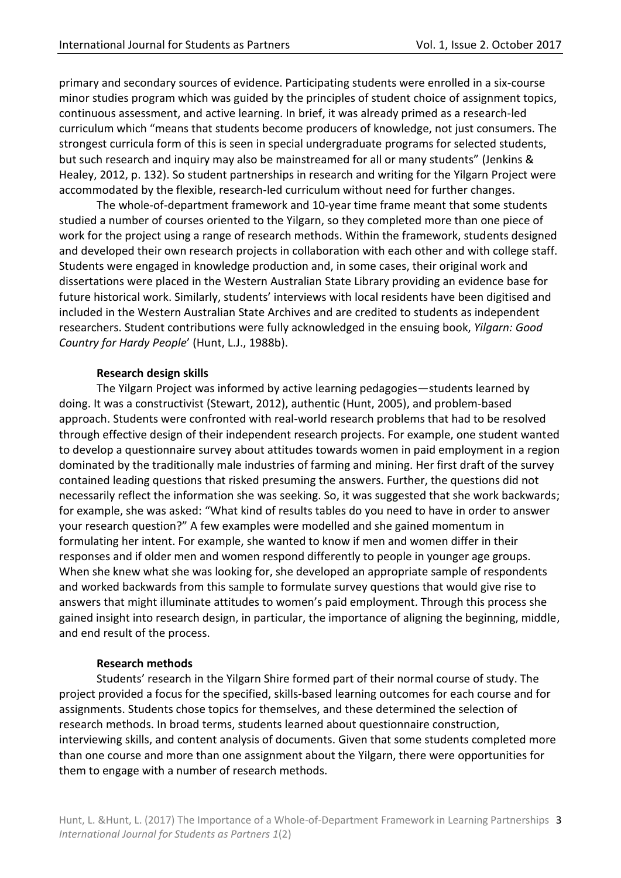primary and secondary sources of evidence. Participating students were enrolled in a six-course minor studies program which was guided by the principles of student choice of assignment topics, continuous assessment, and active learning. In brief, it was already primed as a research-led curriculum which "means that students become producers of knowledge, not just consumers. The strongest curricula form of this is seen in special undergraduate programs for selected students, but such research and inquiry may also be mainstreamed for all or many students" (Jenkins & Healey, 2012, p. 132). So student partnerships in research and writing for the Yilgarn Project were accommodated by the flexible, research-led curriculum without need for further changes.

The whole-of-department framework and 10-year time frame meant that some students studied a number of courses oriented to the Yilgarn, so they completed more than one piece of work for the project using a range of research methods. Within the framework, students designed and developed their own research projects in collaboration with each other and with college staff. Students were engaged in knowledge production and, in some cases, their original work and dissertations were placed in the Western Australian State Library providing an evidence base for future historical work. Similarly, students' interviews with local residents have been digitised and included in the Western Australian State Archives and are credited to students as independent researchers. Student contributions were fully acknowledged in the ensuing book, *Yilgarn: Good Country for Hardy People*' (Hunt, L.J., 1988b).

**Research design skills**

The Yilgarn Project was informed by active learning pedagogies—students learned by doing. It was a constructivist (Stewart, 2012), authentic (Hunt, 2005), and problem-based approach. Students were confronted with real-world research problems that had to be resolved through effective design of their independent research projects. For example, one student wanted to develop a questionnaire survey about attitudes towards women in paid employment in a region dominated by the traditionally male industries of farming and mining. Her first draft of the survey contained leading questions that risked presuming the answers. Further, the questions did not necessarily reflect the information she was seeking. So, it was suggested that she work backwards; for example, she was asked: "What kind of results tables do you need to have in order to answer your research question?" A few examples were modelled and she gained momentum in formulating her intent. For example, she wanted to know if men and women differ in their responses and if older men and women respond differently to people in younger age groups. When she knew what she was looking for, she developed an appropriate sample of respondents and worked backwards from this sample to formulate survey questions that would give rise to answers that might illuminate attitudes to women's paid employment. Through this process she gained insight into research design, in particular, the importance of aligning the beginning, middle, and end result of the process.

**Research methods**

Students' research in the Yilgarn Shire formed part of their normal course of study. The project provided a focus for the specified, skills-based learning outcomes for each course and for assignments. Students chose topics for themselves, and these determined the selection of research methods. In broad terms, students learned about questionnaire construction, interviewing skills, and content analysis of documents. Given that some students completed more than one course and more than one assignment about the Yilgarn, there were opportunities for them to engage with a number of research methods.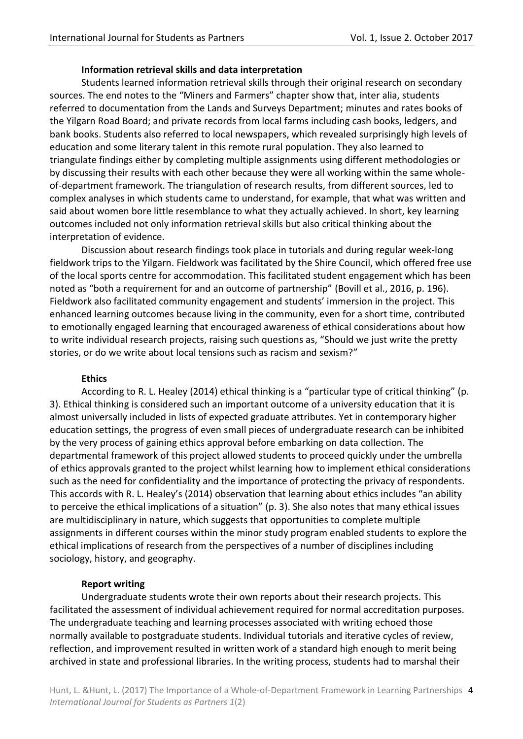### Information retrieval skills and data interpretation

Students learned information retrieval skills through their original research on secondary sources. The end notes to the "Miners and Farmers" chapter show that, inter alia, students referred to documentation from the Lands and Surveys Department; minutes and rates books of the Yilgarn Road Board; and private records from local farms including cash books, ledgers, and bank books. Students also referred to local newspapers, which revealed surprisingly high levels of education and some literary talent in this remote rural population. They also learned to triangulate findings either by completing multiple assignments using different methodologies or by discussing their results with each other because they were all working within the same whole-of-department framework. The triangulation of research results, from different sources, led to complex analyses in which students came to understand, for example, that what was written and said about women bore little resemblance to what they actually achieved. In short, key learning outcomes included not only information retrieval skills but also critical thinking about the interpretation of evidence.

Discussion about research findings took place in tutorials and during regular week-long fieldwork trips to the Yilgarn. Fieldwork was facilitated by the Shire Council, which offered free use of the local sports centre for accommodation. This facilitated student engagement which has been noted as "both a requirement for and an outcome of partnership" (Bovill et al., 2016, p. 196). Fieldwork also facilitated community engagement and students' immersion in the project. This enhanced learning outcomes because living in the community, even for a short time, contributed to emotionally engaged learning that encouraged awareness of ethical considerations about how to write individual research projects, raising such questions as, "Should we just write the pretty stories, or do we write about local tensions such as racism and sexism?"

### Ethics

According to R. L. Healey (2014) ethical thinking is a "particular type of critical thinking" (p. 3). Ethical thinking is considered such an important outcome of a university education that it is almost universally included in lists of expected graduate attributes. Yet in contemporary higher education settings, the progress of even small pieces of undergraduate research can be inhibited by the very process of gaining ethics approval before embarking on data collection. The departmental framework of this project allowed students to proceed quickly under the umbrella of ethics approvals granted to the project whilst learning how to implement ethical considerations such as the need for confidentiality and the importance of protecting the privacy of respondents. This accords with R. L. Healey's (2014) observation that learning about ethics includes "an ability to perceive the ethical implications of a situation" (p. 3). She also notes that many ethical issues are multidisciplinary in nature, which suggests that opportunities to complete multiple assignments in different courses within the minor study program enabled students to explore the ethical implications of research from the perspectives of a number of disciplines including sociology, history, and geography.

### Report writing

Undergraduate students wrote their own reports about their research projects. This facilitated the assessment of individual achievement required for normal accreditation purposes. The undergraduate teaching and learning processes associated with writing echoed those normally available to postgraduate students. Individual tutorials and iterative cycles of review, reflection, and improvement resulted in written work of a standard high enough to merit being archived in state and professional libraries. In the writing process, students had to marshal their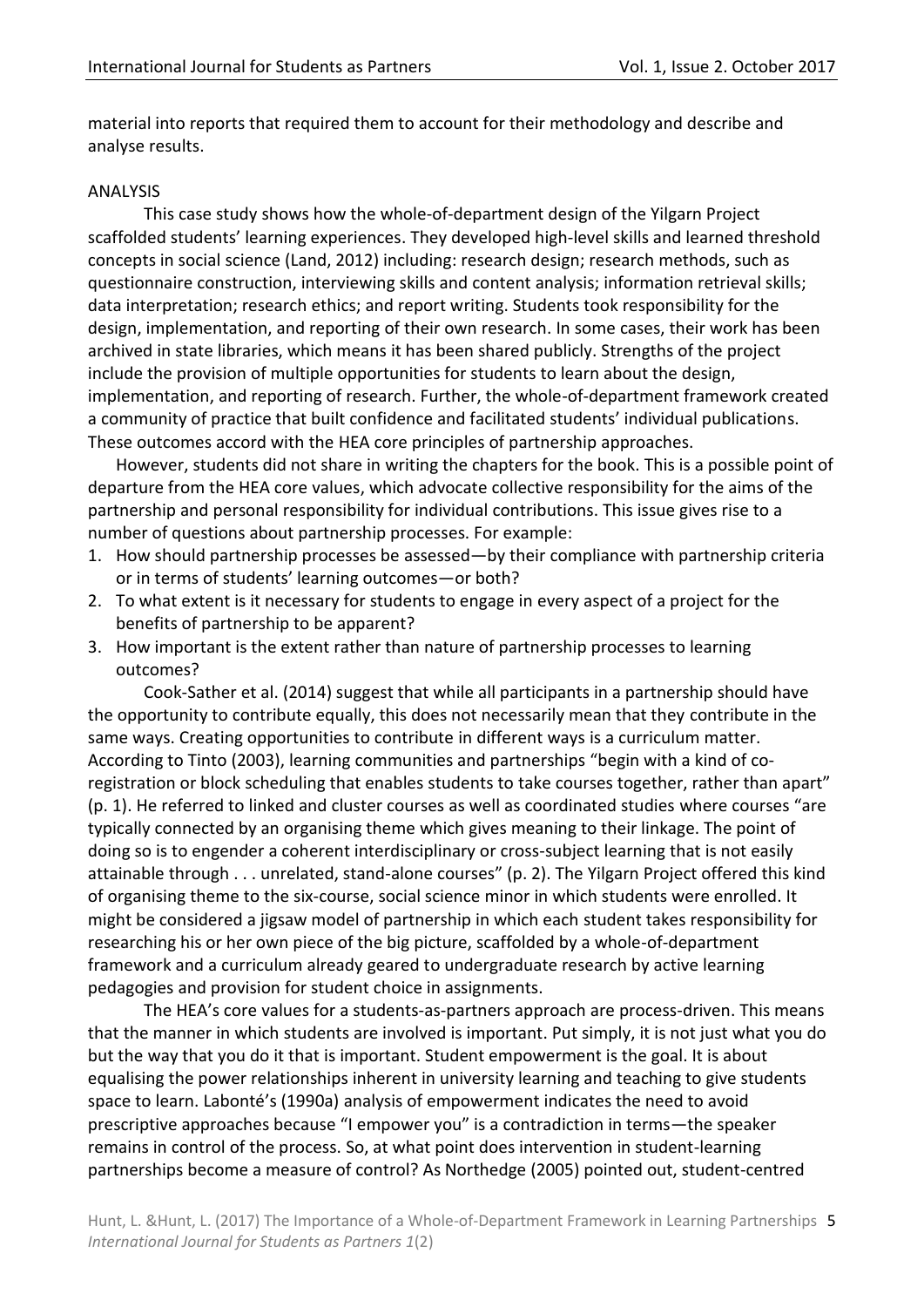material into reports that required them to account for their methodology and describe and analyse results.

## ANALYSIS

This case study shows how the whole-of-department design of the Yilgarn Project scaffolded students' learning experiences. They developed high-level skills and learned threshold concepts in social science (Land, 2012) including: research design; research methods, such as questionnaire construction, interviewing skills and content analysis; information retrieval skills; data interpretation; research ethics; and report writing. Students took responsibility for the design, implementation, and reporting of their own research. In some cases, their work has been archived in state libraries, which means it has been shared publicly. Strengths of the project include the provision of multiple opportunities for students to learn about the design, implementation, and reporting of research. Further, the whole-of-department framework created a community of practice that built confidence and facilitated students' individual publications. These outcomes accord with the HEA core principles of partnership approaches.

However, students did not share in writing the chapters for the book. This is a possible point of departure from the HEA core values, which advocate collective responsibility for the aims of the partnership and personal responsibility for individual contributions. This issue gives rise to a number of questions about partnership processes. For example:

1. How should partnership processes be assessed—by their compliance with partnership criteria or in terms of students' learning outcomes—or both?
2. To what extent is it necessary for students to engage in every aspect of a project for the benefits of partnership to be apparent?
3. How important is the extent rather than nature of partnership processes to learning outcomes?

Cook-Sather et al. (2014) suggest that while all participants in a partnership should have the opportunity to contribute equally, this does not necessarily mean that they contribute in the same ways. Creating opportunities to contribute in different ways is a curriculum matter. According to Tinto (2003), learning communities and partnerships "begin with a kind of co-registration or block scheduling that enables students to take courses together, rather than apart" (p. 1). He referred to linked and cluster courses as well as coordinated studies where courses "are typically connected by an organising theme which gives meaning to their linkage. The point of doing so is to engender a coherent interdisciplinary or cross-subject learning that is not easily attainable through . . . unrelated, stand-alone courses" (p. 2). The Yilgarn Project offered this kind of organising theme to the six-course, social science minor in which students were enrolled. It might be considered a jigsaw model of partnership in which each student takes responsibility for researching his or her own piece of the big picture, scaffolded by a whole-of-department framework and a curriculum already geared to undergraduate research by active learning pedagogies and provision for student choice in assignments.

The HEA's core values for a students-as-partners approach are process-driven. This means that the manner in which students are involved is important. Put simply, it is not just what you do but the way that you do it that is important. Student empowerment is the goal. It is about equalising the power relationships inherent in university learning and teaching to give students space to learn. Labonté's (1990a) analysis of empowerment indicates the need to avoid prescriptive approaches because "I empower you" is a contradiction in terms—the speaker remains in control of the process. So, at what point does intervention in student-learning partnerships become a measure of control? As Northedge (2005) pointed out, student-centred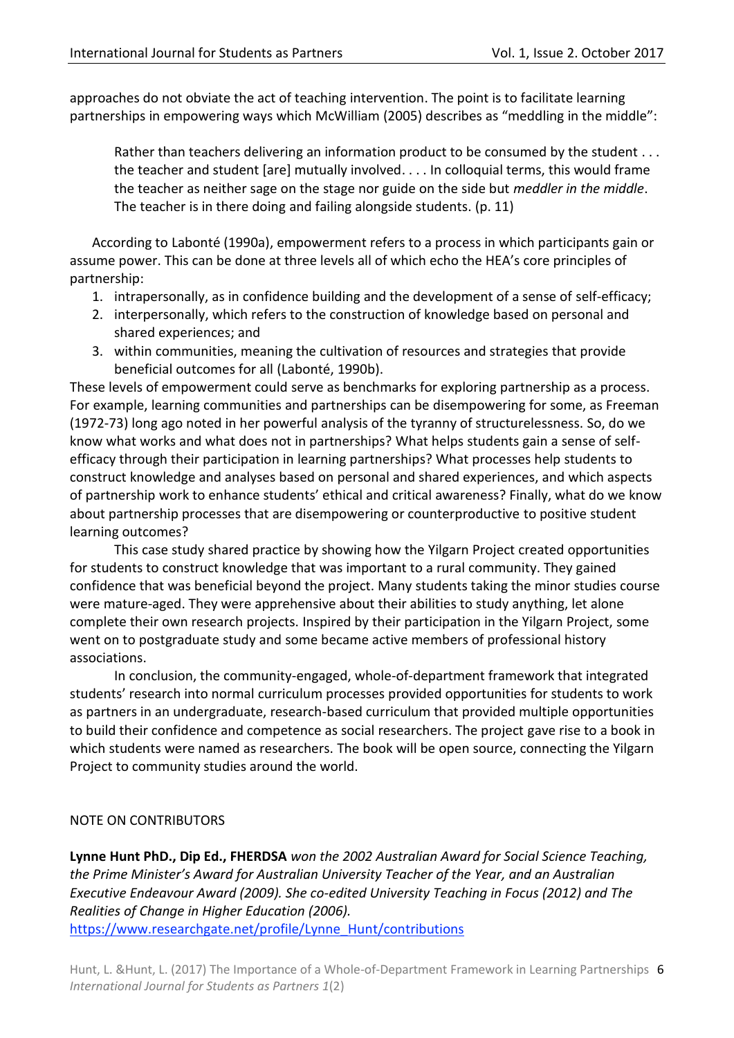approaches do not obviate the act of teaching intervention. The point is to facilitate learning partnerships in empowering ways which McWilliam (2005) describes as "meddling in the middle":

> Rather than teachers delivering an information product to be consumed by the student . . . the teacher and student [are] mutually involved. . . . In colloquial terms, this would frame the teacher as neither sage on the stage nor guide on the side but *meddler in the middle*. The teacher is in there doing and failing alongside students. (p. 11)

According to Labonté (1990a), empowerment refers to a process in which participants gain or assume power. This can be done at three levels all of which echo the HEA's core principles of partnership:

1. intrapersonally, as in confidence building and the development of a sense of self-efficacy;
2. interpersonally, which refers to the construction of knowledge based on personal and shared experiences; and
3. within communities, meaning the cultivation of resources and strategies that provide beneficial outcomes for all (Labonté, 1990b).

These levels of empowerment could serve as benchmarks for exploring partnership as a process. For example, learning communities and partnerships can be disempowering for some, as Freeman (1972-73) long ago noted in her powerful analysis of the tyranny of structurelessness. So, do we know what works and what does not in partnerships? What helps students gain a sense of self-efficacy through their participation in learning partnerships? What processes help students to construct knowledge and analyses based on personal and shared experiences, and which aspects of partnership work to enhance students' ethical and critical awareness? Finally, what do we know about partnership processes that are disempowering or counterproductive to positive student learning outcomes?

This case study shared practice by showing how the Yilgarn Project created opportunities for students to construct knowledge that was important to a rural community. They gained confidence that was beneficial beyond the project. Many students taking the minor studies course were mature-aged. They were apprehensive about their abilities to study anything, let alone complete their own research projects. Inspired by their participation in the Yilgarn Project, some went on to postgraduate study and some became active members of professional history associations.

In conclusion, the community-engaged, whole-of-department framework that integrated students' research into normal curriculum processes provided opportunities for students to work as partners in an undergraduate, research-based curriculum that provided multiple opportunities to build their confidence and competence as social researchers. The project gave rise to a book in which students were named as researchers. The book will be open source, connecting the Yilgarn Project to community studies around the world.

## NOTE ON CONTRIBUTORS

**Lynne Hunt PhD., Dip Ed., FHERDSA** *won the 2002 Australian Award for Social Science Teaching, the Prime Minister's Award for Australian University Teacher of the Year, and an Australian Executive Endeavour Award (2009). She co-edited University Teaching in Focus (2012) and The Realities of Change in Higher Education (2006).*
https://www.researchgate.net/profile/Lynne_Hunt/contributions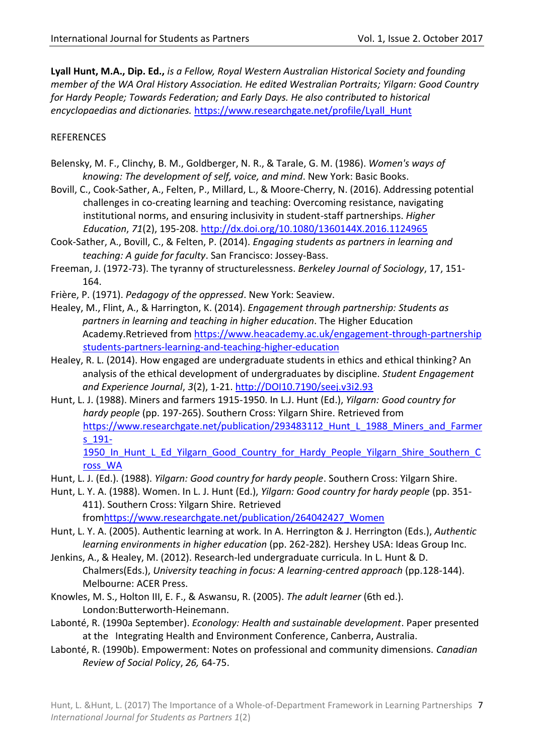**Lyall Hunt, M.A., Dip. Ed.,** *is a Fellow, Royal Western Australian Historical Society and founding member of the WA Oral History Association. He edited Westralian Portraits; Yilgarn: Good Country for Hardy People; Towards Federation; and Early Days. He also contributed to historical encyclopaedias and dictionaries.* https://www.researchgate.net/profile/Lyall_Hunt

REFERENCES

Belensky, M. F., Clinchy, B. M., Goldberger, N. R., & Tarale, G. M. (1986). *Women's ways of knowing: The development of self, voice, and mind*. New York: Basic Books.

Bovill, C., Cook-Sather, A., Felten, P., Millard, L., & Moore-Cherry, N. (2016). Addressing potential challenges in co-creating learning and teaching: Overcoming resistance, navigating institutional norms, and ensuring inclusivity in student-staff partnerships. *Higher Education*, *71*(2), 195-208. http://dx.doi.org/10.1080/1360144X.2016.1124965

Cook-Sather, A., Bovill, C., & Felten, P. (2014). *Engaging students as partners in learning and teaching: A guide for faculty*. San Francisco: Jossey-Bass.

Freeman, J. (1972-73). The tyranny of structurelessness. *Berkeley Journal of Sociology*, 17, 151-164.

Frière, P. (1971). *Pedagogy of the oppressed*. New York: Seaview.

Healey, M., Flint, A., & Harrington, K. (2014). *Engagement through partnership: Students as partners in learning and teaching in higher education*. The Higher Education Academy.Retrieved from https://www.heacademy.ac.uk/engagement-through-partnership students-partners-learning-and-teaching-higher-education

Healey, R. L. (2014). How engaged are undergraduate students in ethics and ethical thinking? An analysis of the ethical development of undergraduates by discipline. *Student Engagement and Experience Journal*, *3*(2), 1-21. http://DOI10.7190/seej.v3i2.93

Hunt, L. J. (1988). Miners and farmers 1915-1950. In L.J. Hunt (Ed.), *Yilgarn: Good country for hardy people* (pp. 197-265). Southern Cross: Yilgarn Shire. Retrieved from https://www.researchgate.net/publication/293483112_Hunt_L_1988_Miners_and_Farmers_191-1950_In_Hunt_L_Ed_Yilgarn_Good_Country_for_Hardy_People_Yilgarn_Shire_Southern_Cross_WA

Hunt, L. J. (Ed.). (1988). *Yilgarn: Good country for hardy people*. Southern Cross: Yilgarn Shire.

Hunt, L. Y. A. (1988). Women. In L. J. Hunt (Ed.), *Yilgarn: Good country for hardy people* (pp. 351-411). Southern Cross: Yilgarn Shire. Retrieved fromhttps://www.researchgate.net/publication/264042427_Women

Hunt, L. Y. A. (2005). Authentic learning at work. In A. Herrington & J. Herrington (Eds.), *Authentic learning environments in higher education* (pp. 262-282). Hershey USA: Ideas Group Inc.

Jenkins, A., & Healey, M. (2012). Research-led undergraduate curricula. In L. Hunt & D. Chalmers(Eds.), *University teaching in focus: A learning-centred approach* (pp.128-144). Melbourne: ACER Press.

Knowles, M. S., Holton III, E. F., & Aswansu, R. (2005). *The adult learner* (6th ed.). London:Butterworth-Heinemann.

Labonté, R. (1990a September). *Econology: Health and sustainable development*. Paper presented at the Integrating Health and Environment Conference, Canberra, Australia.

Labonté, R. (1990b). Empowerment: Notes on professional and community dimensions. *Canadian Review of Social Policy*, *26,* 64-75.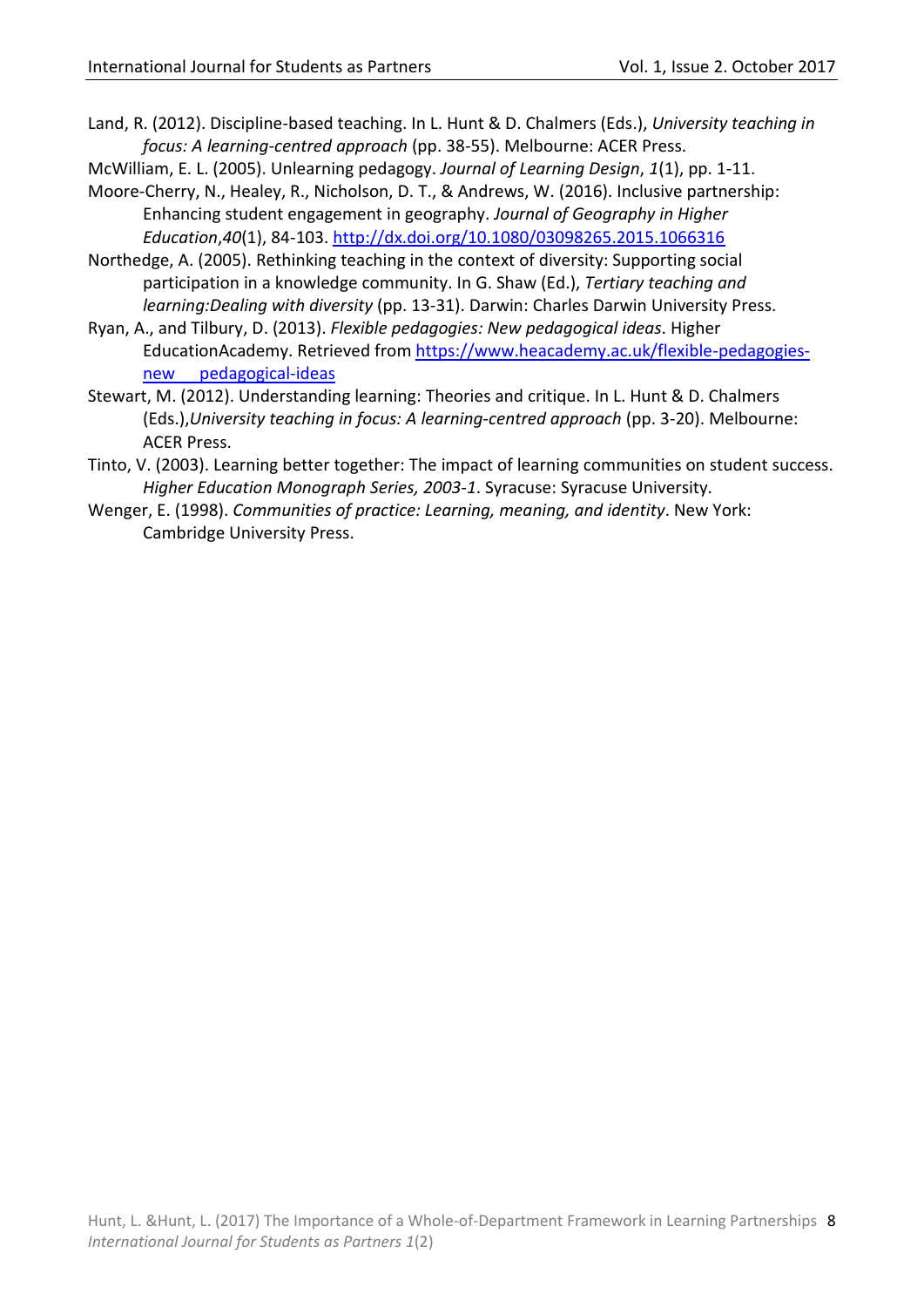Land, R. (2012). Discipline-based teaching. In L. Hunt & D. Chalmers (Eds.), *University teaching in focus: A learning-centred approach* (pp. 38-55). Melbourne: ACER Press.

McWilliam, E. L. (2005). Unlearning pedagogy. *Journal of Learning Design*, *1*(1), pp. 1-11.

Moore-Cherry, N., Healey, R., Nicholson, D. T., & Andrews, W. (2016). Inclusive partnership: Enhancing student engagement in geography. *Journal of Geography in Higher Education*,*40*(1), 84-103. http://dx.doi.org/10.1080/03098265.2015.1066316

Northedge, A. (2005). Rethinking teaching in the context of diversity: Supporting social participation in a knowledge community. In G. Shaw (Ed.), *Tertiary teaching and learning:Dealing with diversity* (pp. 13-31). Darwin: Charles Darwin University Press.

Ryan, A., and Tilbury, D. (2013). *Flexible pedagogies: New pedagogical ideas*. Higher EducationAcademy. Retrieved from https://www.heacademy.ac.uk/flexible-pedagogies-new pedagogical-ideas

Stewart, M. (2012). Understanding learning: Theories and critique. In L. Hunt & D. Chalmers (Eds.),*University teaching in focus: A learning-centred approach* (pp. 3-20). Melbourne: ACER Press.

Tinto, V. (2003). Learning better together: The impact of learning communities on student success. *Higher Education Monograph Series, 2003-1*. Syracuse: Syracuse University.

Wenger, E. (1998). *Communities of practice: Learning, meaning, and identity*. New York: Cambridge University Press.